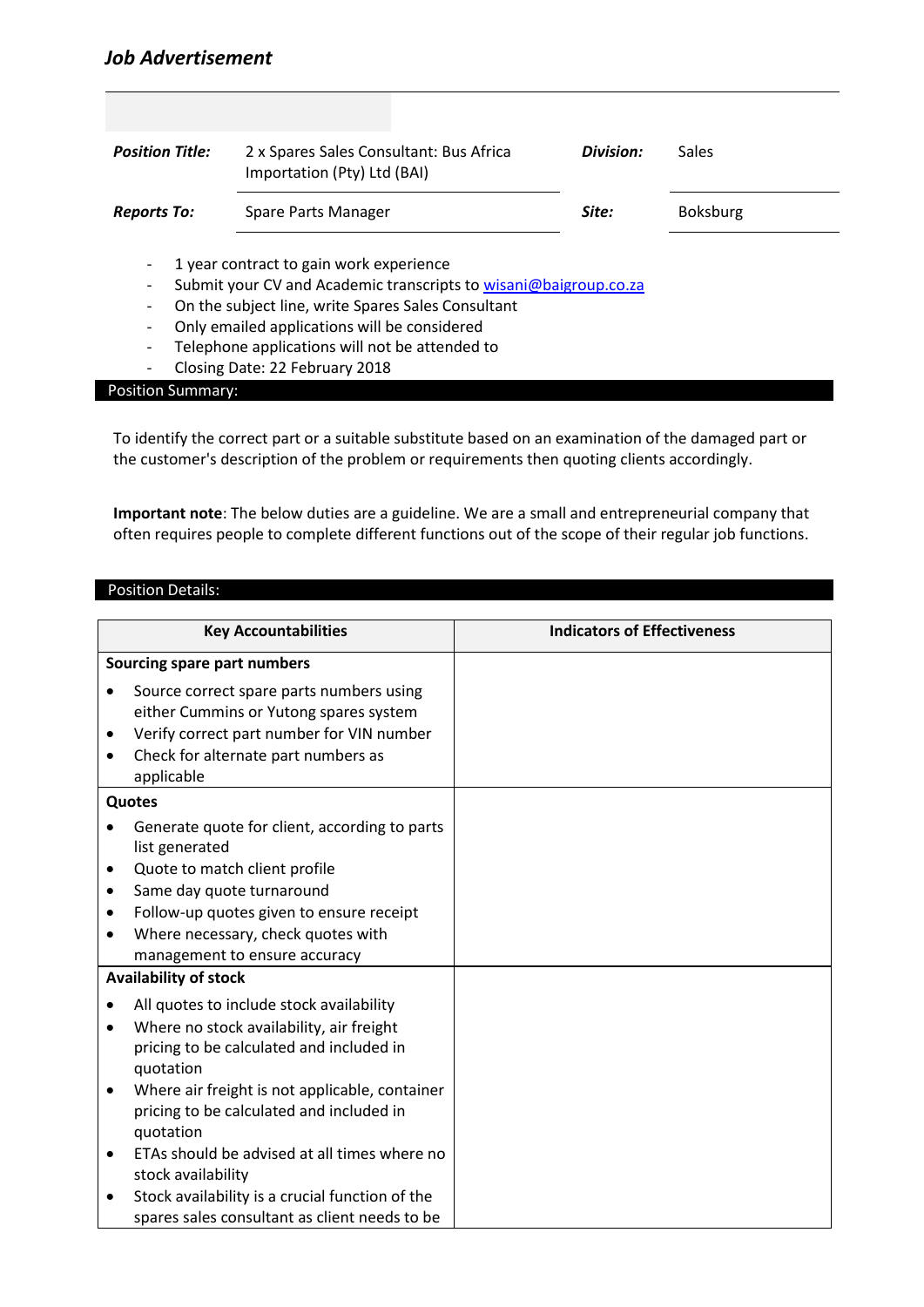# *Job Advertisement*

| | | | |
|---|---|---|---|
| ***Position Title:*** | 2 x Spares Sales Consultant: Bus Africa Importation (Pty) Ltd (BAI) | ***Division:*** | Sales |
| ***Reports To:*** | Spare Parts Manager | ***Site:*** | Boksburg |

- 1 year contract to gain work experience
- Submit your CV and Academic transcripts to wisani@baigroup.co.za
- On the subject line, write Spares Sales Consultant
- Only emailed applications will be considered
- Telephone applications will not be attended to
- Closing Date: 22 February 2018

## Position Summary:

To identify the correct part or a suitable substitute based on an examination of the damaged part or the customer's description of the problem or requirements then quoting clients accordingly.

**Important note**: The below duties are a guideline. We are a small and entrepreneurial company that often requires people to complete different functions out of the scope of their regular job functions.

## Position Details:

| Key Accountabilities | Indicators of Effectiveness |
|---|---|
| **Sourcing spare part numbers**<br>• Source correct spare parts numbers using either Cummins or Yutong spares system<br>• Verify correct part number for VIN number<br>• Check for alternate part numbers as applicable | |
| **Quotes**<br>• Generate quote for client, according to parts list generated<br>• Quote to match client profile<br>• Same day quote turnaround<br>• Follow-up quotes given to ensure receipt<br>• Where necessary, check quotes with management to ensure accuracy | |
| **Availability of stock**<br>• All quotes to include stock availability<br>• Where no stock availability, air freight pricing to be calculated and included in quotation<br>• Where air freight is not applicable, container pricing to be calculated and included in quotation<br>• ETAs should be advised at all times where no stock availability<br>• Stock availability is a crucial function of the spares sales consultant as client needs to be | |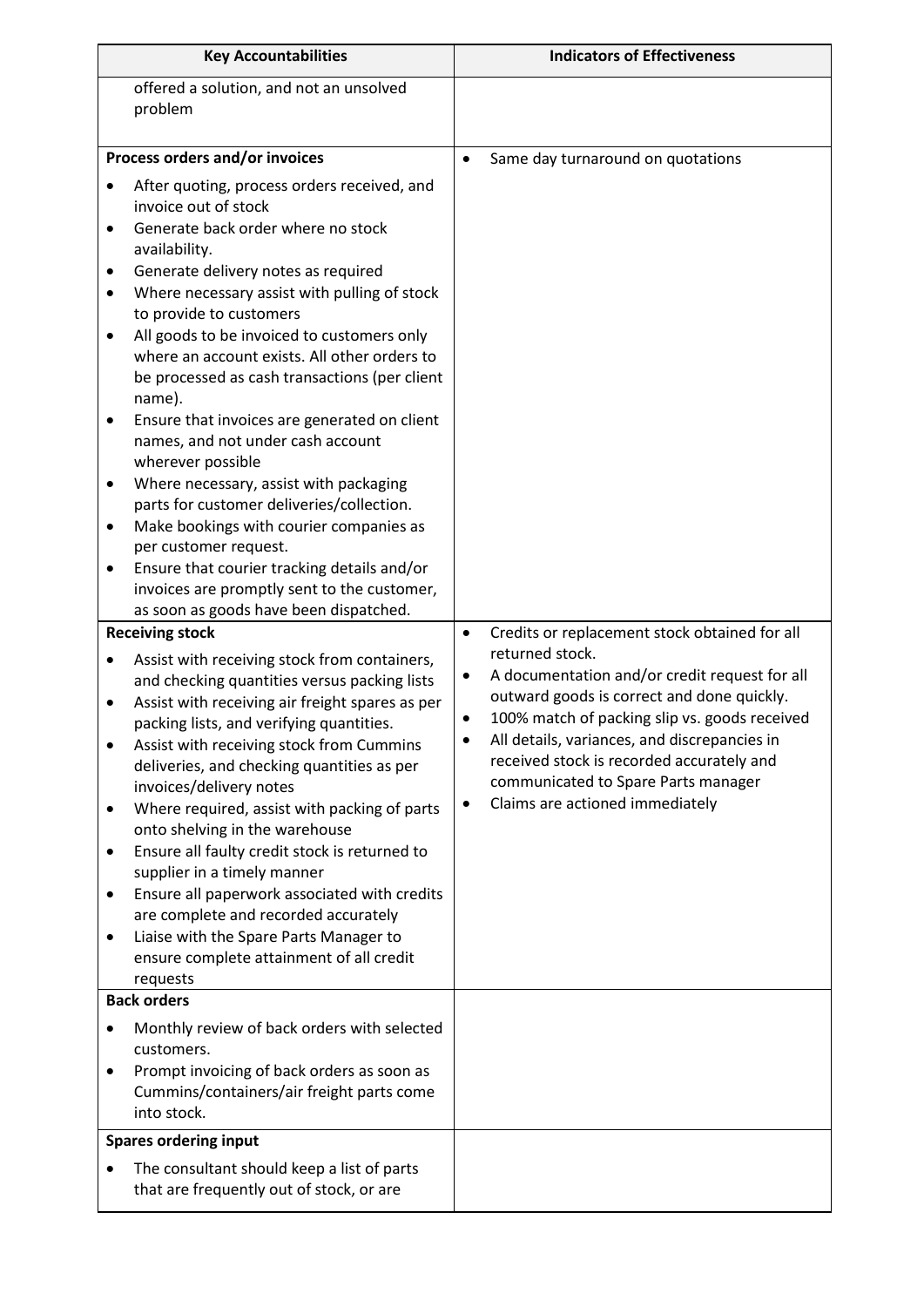| Key Accountabilities | Indicators of Effectiveness |
|---|---|
| offered a solution, and not an unsolved problem | |
| **Process orders and/or invoices**<br>• After quoting, process orders received, and invoice out of stock<br>• Generate back order where no stock availability.<br>• Generate delivery notes as required<br>• Where necessary assist with pulling of stock to provide to customers<br>• All goods to be invoiced to customers only where an account exists. All other orders to be processed as cash transactions (per client name).<br>• Ensure that invoices are generated on client names, and not under cash account wherever possible<br>• Where necessary, assist with packaging parts for customer deliveries/collection.<br>• Make bookings with courier companies as per customer request.<br>• Ensure that courier tracking details and/or invoices are promptly sent to the customer, as soon as goods have been dispatched. | • Same day turnaround on quotations |
| **Receiving stock**<br>• Assist with receiving stock from containers, and checking quantities versus packing lists<br>• Assist with receiving air freight spares as per packing lists, and verifying quantities.<br>• Assist with receiving stock from Cummins deliveries, and checking quantities as per invoices/delivery notes<br>• Where required, assist with packing of parts onto shelving in the warehouse<br>• Ensure all faulty credit stock is returned to supplier in a timely manner<br>• Ensure all paperwork associated with credits are complete and recorded accurately<br>• Liaise with the Spare Parts Manager to ensure complete attainment of all credit requests | • Credits or replacement stock obtained for all returned stock.<br>• A documentation and/or credit request for all outward goods is correct and done quickly.<br>• 100% match of packing slip vs. goods received<br>• All details, variances, and discrepancies in received stock is recorded accurately and communicated to Spare Parts manager<br>• Claims are actioned immediately |
| **Back orders**<br>• Monthly review of back orders with selected customers.<br>• Prompt invoicing of back orders as soon as Cummins/containers/air freight parts come into stock. | |
| **Spares ordering input**<br>• The consultant should keep a list of parts that are frequently out of stock, or are | |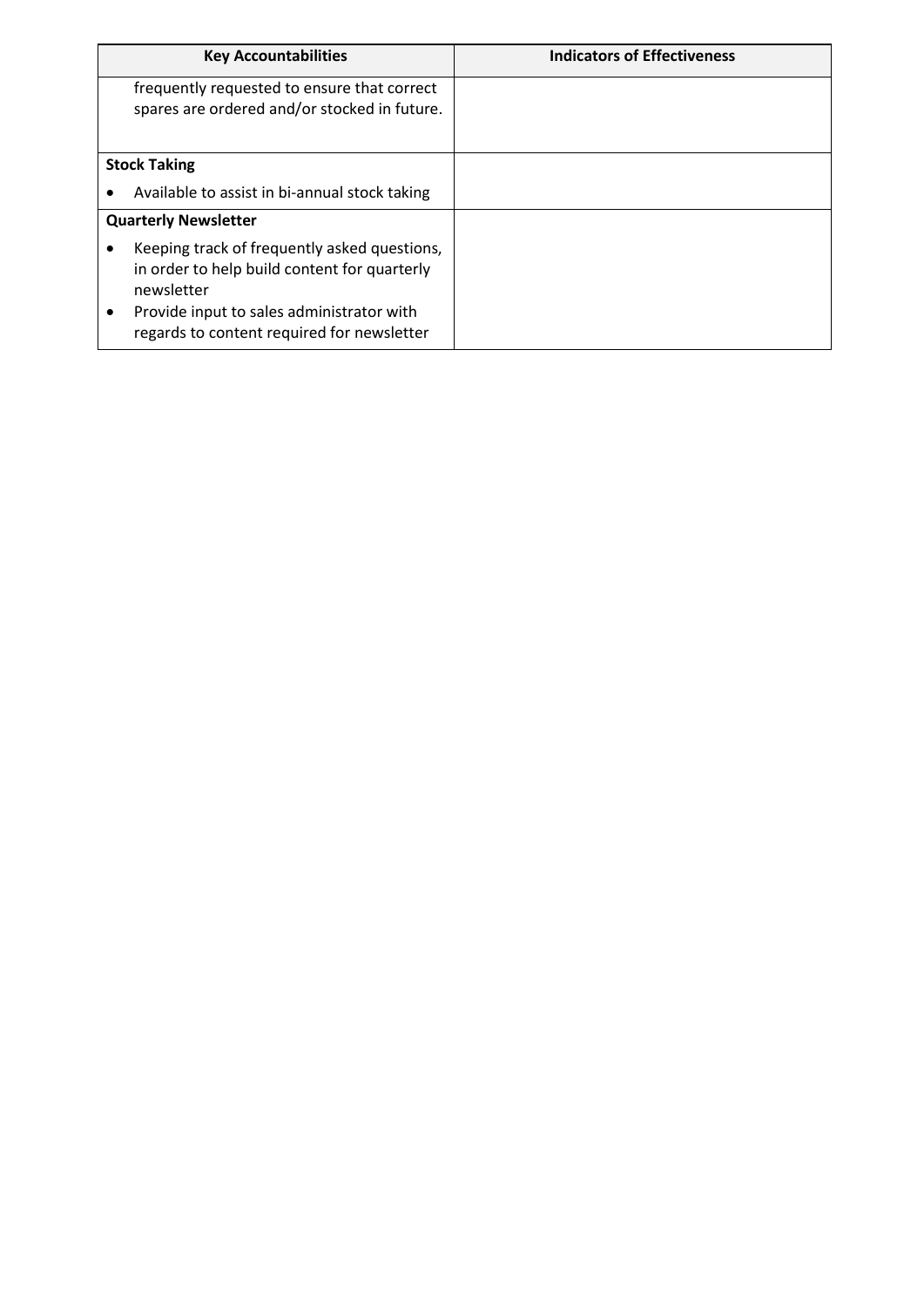| Key Accountabilities | Indicators of Effectiveness |
|---|---|
| frequently requested to ensure that correct spares are ordered and/or stocked in future. | |
| **Stock Taking**<br>• Available to assist in bi-annual stock taking | |
| **Quarterly Newsletter**<br>• Keeping track of frequently asked questions, in order to help build content for quarterly newsletter<br>• Provide input to sales administrator with regards to content required for newsletter | |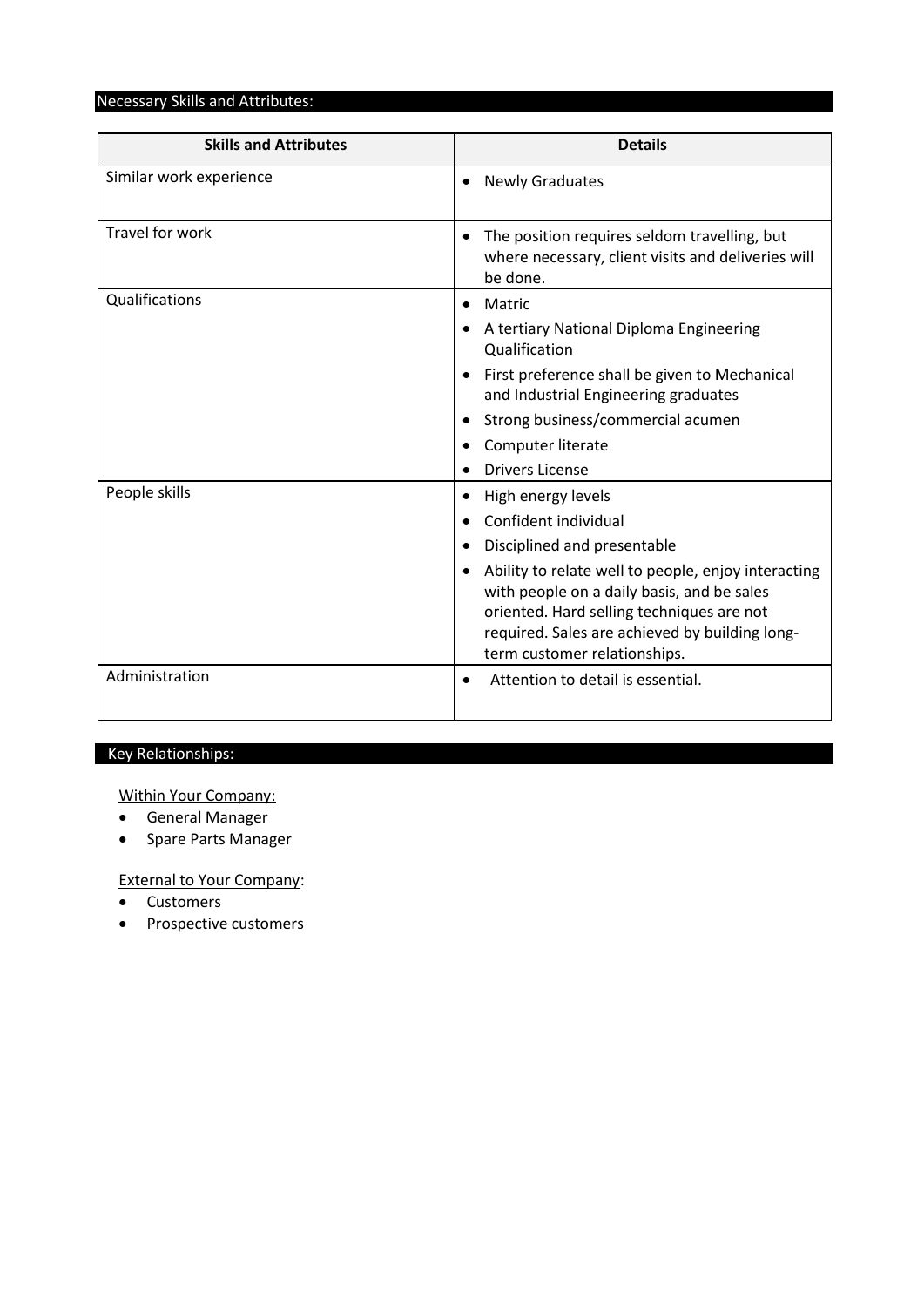## Necessary Skills and Attributes:

| Skills and Attributes | Details |
|---|---|
| Similar work experience | • Newly Graduates |
| Travel for work | • The position requires seldom travelling, but where necessary, client visits and deliveries will be done. |
| Qualifications | • Matric<br>• A tertiary National Diploma Engineering Qualification<br>• First preference shall be given to Mechanical and Industrial Engineering graduates<br>• Strong business/commercial acumen<br>• Computer literate<br>• Drivers License |
| People skills | • High energy levels<br>• Confident individual<br>• Disciplined and presentable<br>• Ability to relate well to people, enjoy interacting with people on a daily basis, and be sales oriented. Hard selling techniques are not required. Sales are achieved by building long-term customer relationships. |
| Administration | • Attention to detail is essential. |

## Key Relationships:

Within Your Company:

- General Manager
- Spare Parts Manager

External to Your Company:

- Customers
- Prospective customers